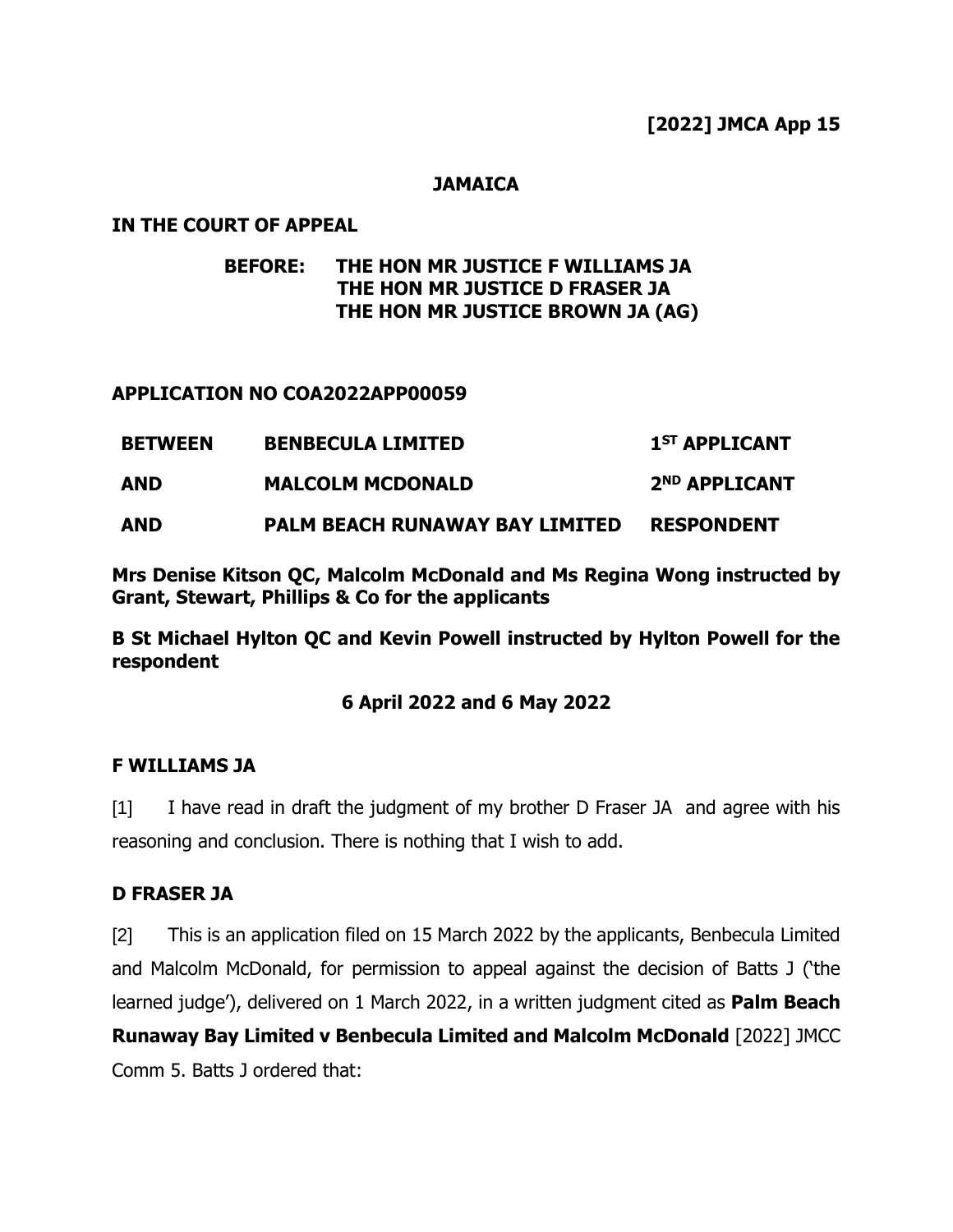**[2022] JMCA App 15**

**JAMAICA**

**IN THE COURT OF APPEAL**

**BEFORE: THE HON MR JUSTICE F WILLIAMS JA**
**THE HON MR JUSTICE D FRASER JA**
**THE HON MR JUSTICE BROWN JA (AG)**

**APPLICATION NO COA2022APP00059**

| | | |
|---|---|---|
| **BETWEEN** | **BENBECULA LIMITED** | **1ST APPLICANT** |
| **AND** | **MALCOLM MCDONALD** | **2ND APPLICANT** |
| **AND** | **PALM BEACH RUNAWAY BAY LIMITED** | **RESPONDENT** |

**Mrs Denise Kitson QC, Malcolm McDonald and Ms Regina Wong instructed by Grant, Stewart, Phillips & Co for the applicants**

**B St Michael Hylton QC and Kevin Powell instructed by Hylton Powell for the respondent**

**6 April 2022 and 6 May 2022**

**F WILLIAMS JA**

[1] I have read in draft the judgment of my brother D Fraser JA and agree with his reasoning and conclusion. There is nothing that I wish to add.

**D FRASER JA**

[2] This is an application filed on 15 March 2022 by the applicants, Benbecula Limited and Malcolm McDonald, for permission to appeal against the decision of Batts J ('the learned judge'), delivered on 1 March 2022, in a written judgment cited as **Palm Beach Runaway Bay Limited v Benbecula Limited and Malcolm McDonald** [2022] JMCC Comm 5. Batts J ordered that: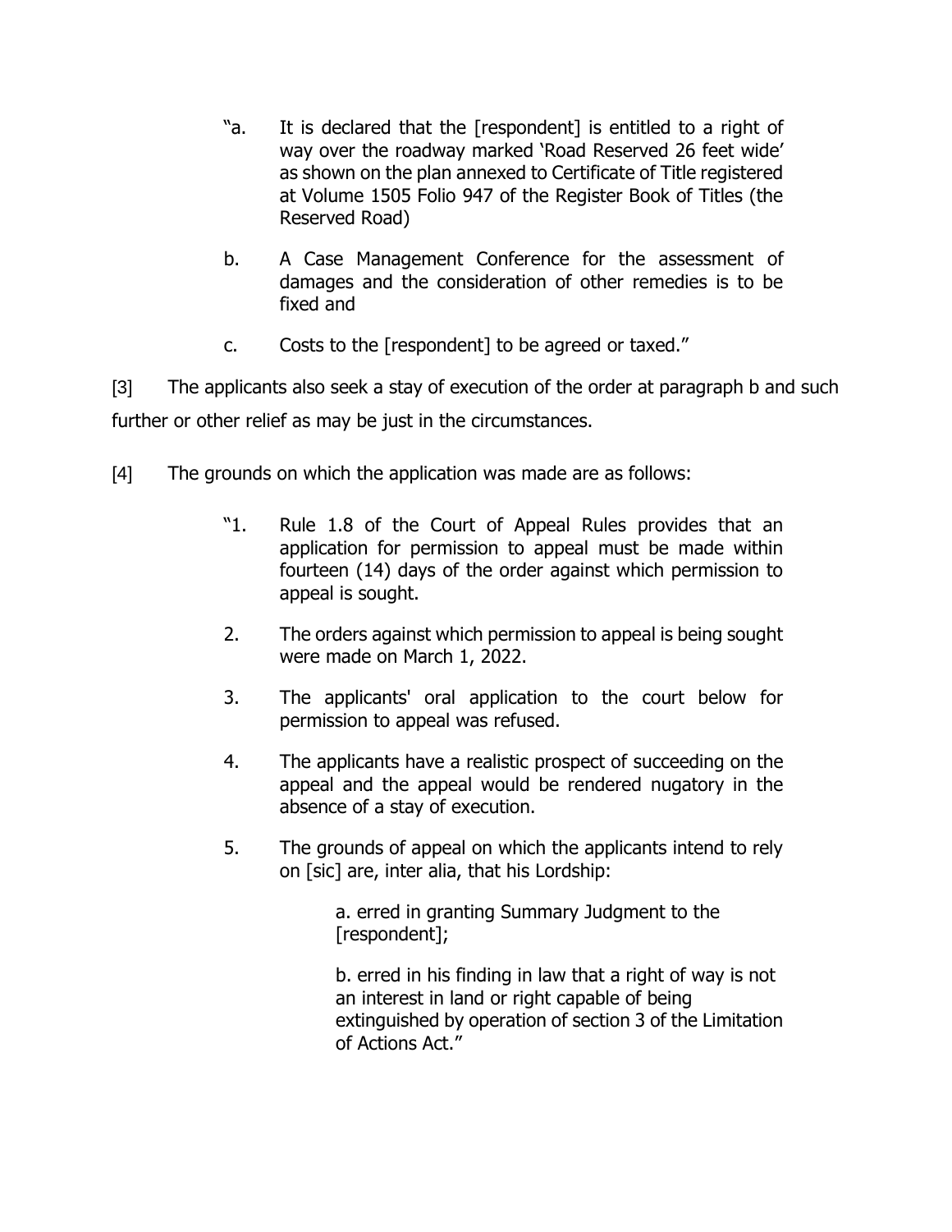> "a. It is declared that the [respondent] is entitled to a right of way over the roadway marked 'Road Reserved 26 feet wide' as shown on the plan annexed to Certificate of Title registered at Volume 1505 Folio 947 of the Register Book of Titles (the Reserved Road)
>
> b. A Case Management Conference for the assessment of damages and the consideration of other remedies is to be fixed and
>
> c. Costs to the [respondent] to be agreed or taxed."

[3] The applicants also seek a stay of execution of the order at paragraph b and such further or other relief as may be just in the circumstances.

[4] The grounds on which the application was made are as follows:

> "1. Rule 1.8 of the Court of Appeal Rules provides that an application for permission to appeal must be made within fourteen (14) days of the order against which permission to appeal is sought.
>
> 2. The orders against which permission to appeal is being sought were made on March 1, 2022.
>
> 3. The applicants' oral application to the court below for permission to appeal was refused.
>
> 4. The applicants have a realistic prospect of succeeding on the appeal and the appeal would be rendered nugatory in the absence of a stay of execution.
>
> 5. The grounds of appeal on which the applicants intend to rely on [sic] are, inter alia, that his Lordship:
>
> a. erred in granting Summary Judgment to the [respondent];
>
> b. erred in his finding in law that a right of way is not an interest in land or right capable of being extinguished by operation of section 3 of the Limitation of Actions Act."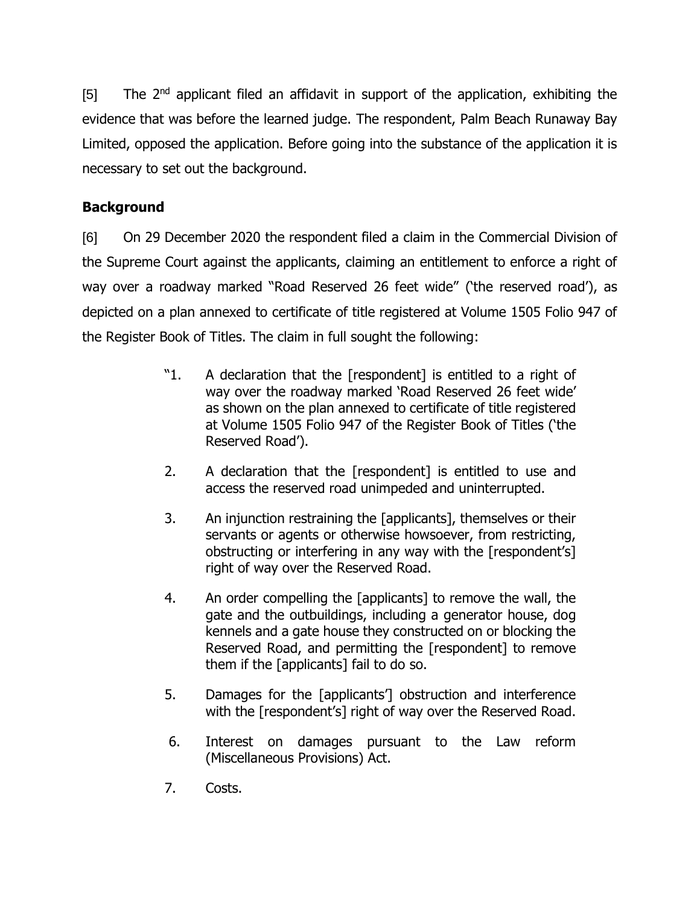[5] The 2nd applicant filed an affidavit in support of the application, exhibiting the evidence that was before the learned judge. The respondent, Palm Beach Runaway Bay Limited, opposed the application. Before going into the substance of the application it is necessary to set out the background.

## Background

[6] On 29 December 2020 the respondent filed a claim in the Commercial Division of the Supreme Court against the applicants, claiming an entitlement to enforce a right of way over a roadway marked "Road Reserved 26 feet wide" ('the reserved road'), as depicted on a plan annexed to certificate of title registered at Volume 1505 Folio 947 of the Register Book of Titles. The claim in full sought the following:

> "1. A declaration that the [respondent] is entitled to a right of way over the roadway marked 'Road Reserved 26 feet wide' as shown on the plan annexed to certificate of title registered at Volume 1505 Folio 947 of the Register Book of Titles ('the Reserved Road').
>
> 2. A declaration that the [respondent] is entitled to use and access the reserved road unimpeded and uninterrupted.
>
> 3. An injunction restraining the [applicants], themselves or their servants or agents or otherwise howsoever, from restricting, obstructing or interfering in any way with the [respondent's] right of way over the Reserved Road.
>
> 4. An order compelling the [applicants] to remove the wall, the gate and the outbuildings, including a generator house, dog kennels and a gate house they constructed on or blocking the Reserved Road, and permitting the [respondent] to remove them if the [applicants] fail to do so.
>
> 5. Damages for the [applicants'] obstruction and interference with the [respondent's] right of way over the Reserved Road.
>
> 6. Interest on damages pursuant to the Law reform (Miscellaneous Provisions) Act.
>
> 7. Costs.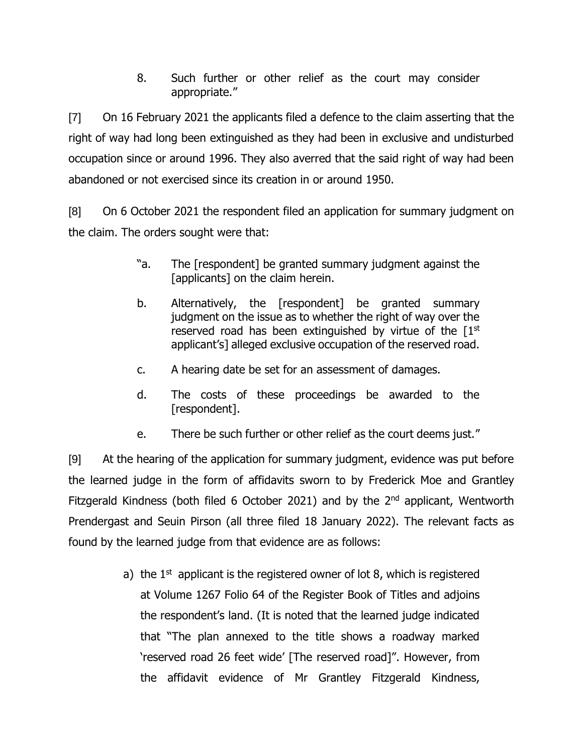> 8. Such further or other relief as the court may consider appropriate."

[7] On 16 February 2021 the applicants filed a defence to the claim asserting that the right of way had long been extinguished as they had been in exclusive and undisturbed occupation since or around 1996. They also averred that the said right of way had been abandoned or not exercised since its creation in or around 1950.

[8] On 6 October 2021 the respondent filed an application for summary judgment on the claim. The orders sought were that:

> "a. The [respondent] be granted summary judgment against the [applicants] on the claim herein.
>
> b. Alternatively, the [respondent] be granted summary judgment on the issue as to whether the right of way over the reserved road has been extinguished by virtue of the [1st applicant's] alleged exclusive occupation of the reserved road.
>
> c. A hearing date be set for an assessment of damages.
>
> d. The costs of these proceedings be awarded to the [respondent].
>
> e. There be such further or other relief as the court deems just."

[9] At the hearing of the application for summary judgment, evidence was put before the learned judge in the form of affidavits sworn to by Frederick Moe and Grantley Fitzgerald Kindness (both filed 6 October 2021) and by the 2nd applicant, Wentworth Prendergast and Seuin Pirson (all three filed 18 January 2022). The relevant facts as found by the learned judge from that evidence are as follows:

> a) the 1st applicant is the registered owner of lot 8, which is registered at Volume 1267 Folio 64 of the Register Book of Titles and adjoins the respondent's land. (It is noted that the learned judge indicated that "The plan annexed to the title shows a roadway marked 'reserved road 26 feet wide' [The reserved road]". However, from the affidavit evidence of Mr Grantley Fitzgerald Kindness,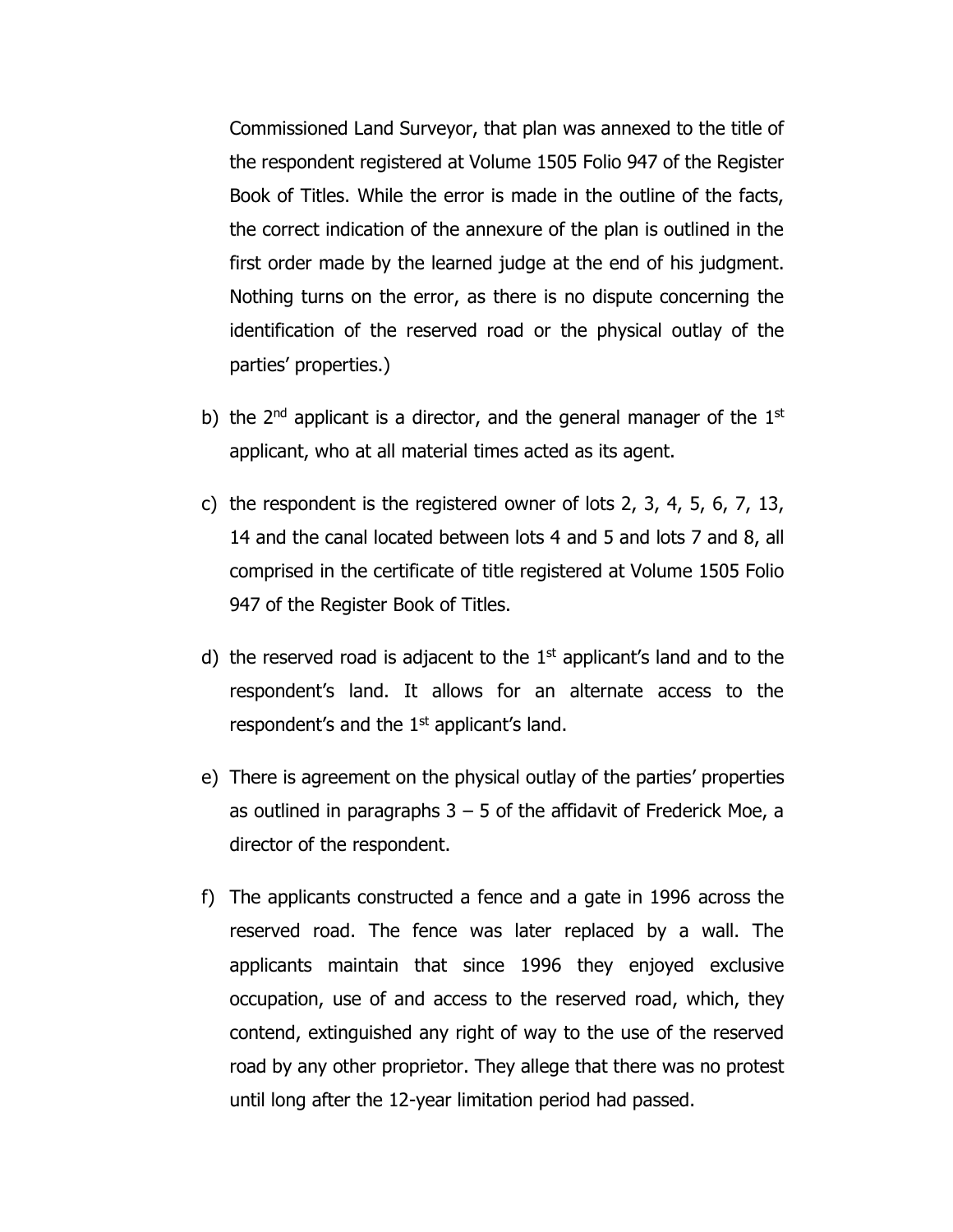Commissioned Land Surveyor, that plan was annexed to the title of the respondent registered at Volume 1505 Folio 947 of the Register Book of Titles. While the error is made in the outline of the facts, the correct indication of the annexure of the plan is outlined in the first order made by the learned judge at the end of his judgment. Nothing turns on the error, as there is no dispute concerning the identification of the reserved road or the physical outlay of the parties' properties.)

b) the 2nd applicant is a director, and the general manager of the 1st applicant, who at all material times acted as its agent.

c) the respondent is the registered owner of lots 2, 3, 4, 5, 6, 7, 13, 14 and the canal located between lots 4 and 5 and lots 7 and 8, all comprised in the certificate of title registered at Volume 1505 Folio 947 of the Register Book of Titles.

d) the reserved road is adjacent to the 1st applicant's land and to the respondent's land. It allows for an alternate access to the respondent's and the 1st applicant's land.

e) There is agreement on the physical outlay of the parties' properties as outlined in paragraphs 3 – 5 of the affidavit of Frederick Moe, a director of the respondent.

f) The applicants constructed a fence and a gate in 1996 across the reserved road. The fence was later replaced by a wall. The applicants maintain that since 1996 they enjoyed exclusive occupation, use of and access to the reserved road, which, they contend, extinguished any right of way to the use of the reserved road by any other proprietor. They allege that there was no protest until long after the 12-year limitation period had passed.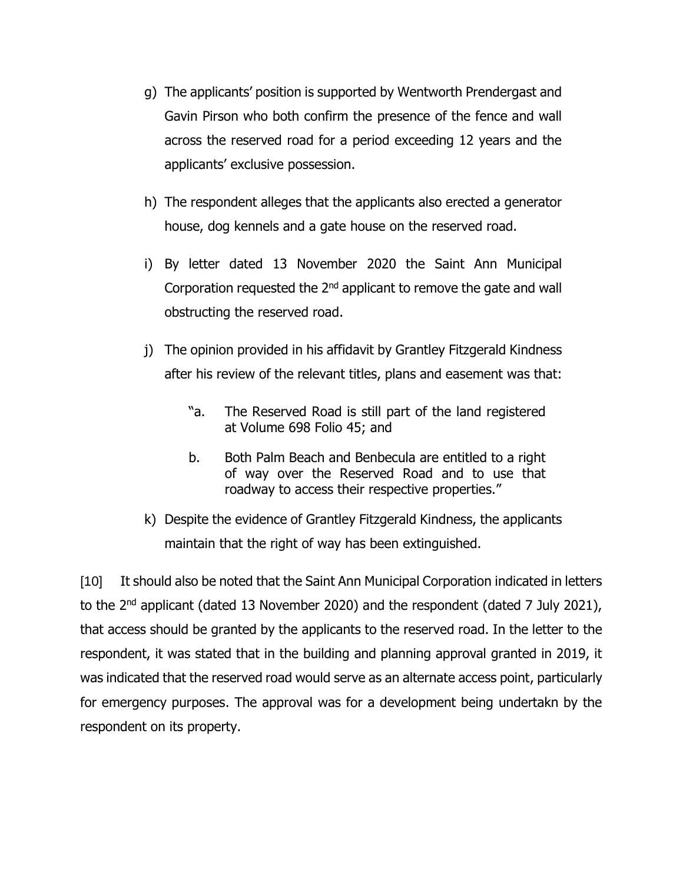g) The applicants' position is supported by Wentworth Prendergast and Gavin Pirson who both confirm the presence of the fence and wall across the reserved road for a period exceeding 12 years and the applicants' exclusive possession.

h) The respondent alleges that the applicants also erected a generator house, dog kennels and a gate house on the reserved road.

i) By letter dated 13 November 2020 the Saint Ann Municipal Corporation requested the 2nd applicant to remove the gate and wall obstructing the reserved road.

j) The opinion provided in his affidavit by Grantley Fitzgerald Kindness after his review of the relevant titles, plans and easement was that:

> "a. The Reserved Road is still part of the land registered at Volume 698 Folio 45; and
>
> b. Both Palm Beach and Benbecula are entitled to a right of way over the Reserved Road and to use that roadway to access their respective properties."

k) Despite the evidence of Grantley Fitzgerald Kindness, the applicants maintain that the right of way has been extinguished.

[10] It should also be noted that the Saint Ann Municipal Corporation indicated in letters to the 2nd applicant (dated 13 November 2020) and the respondent (dated 7 July 2021), that access should be granted by the applicants to the reserved road. In the letter to the respondent, it was stated that in the building and planning approval granted in 2019, it was indicated that the reserved road would serve as an alternate access point, particularly for emergency purposes. The approval was for a development being undertakn by the respondent on its property.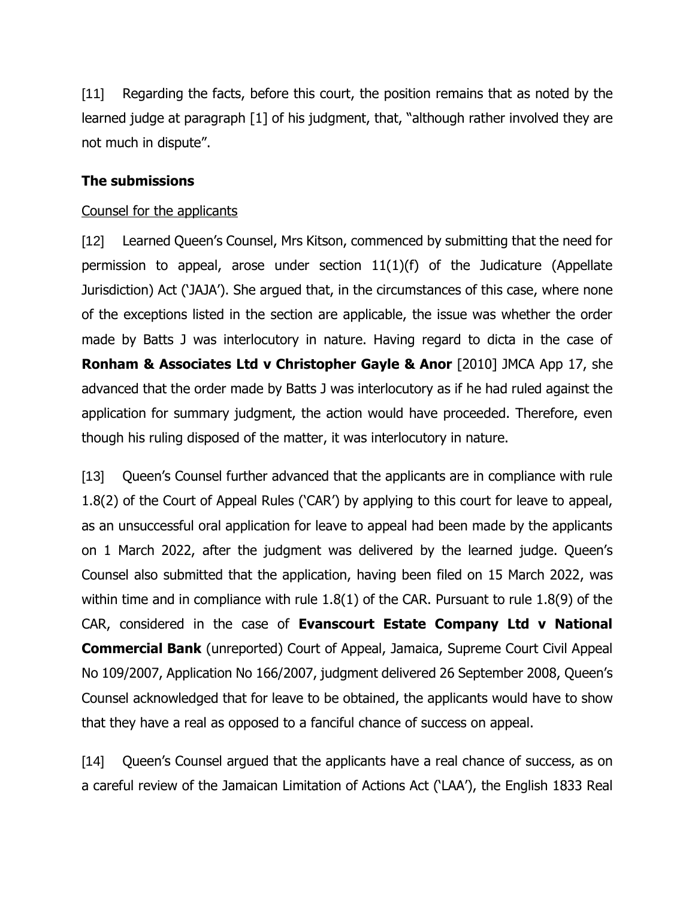[11] Regarding the facts, before this court, the position remains that as noted by the learned judge at paragraph [1] of his judgment, that, "although rather involved they are not much in dispute".

### The submissions

<u>Counsel for the applicants</u>

[12] Learned Queen's Counsel, Mrs Kitson, commenced by submitting that the need for permission to appeal, arose under section 11(1)(f) of the Judicature (Appellate Jurisdiction) Act ('JAJA'). She argued that, in the circumstances of this case, where none of the exceptions listed in the section are applicable, the issue was whether the order made by Batts J was interlocutory in nature. Having regard to dicta in the case of **Ronham & Associates Ltd v Christopher Gayle & Anor** [2010] JMCA App 17, she advanced that the order made by Batts J was interlocutory as if he had ruled against the application for summary judgment, the action would have proceeded. Therefore, even though his ruling disposed of the matter, it was interlocutory in nature.

[13] Queen's Counsel further advanced that the applicants are in compliance with rule 1.8(2) of the Court of Appeal Rules ('CAR') by applying to this court for leave to appeal, as an unsuccessful oral application for leave to appeal had been made by the applicants on 1 March 2022, after the judgment was delivered by the learned judge. Queen's Counsel also submitted that the application, having been filed on 15 March 2022, was within time and in compliance with rule 1.8(1) of the CAR. Pursuant to rule 1.8(9) of the CAR, considered in the case of **Evanscourt Estate Company Ltd v National Commercial Bank** (unreported) Court of Appeal, Jamaica, Supreme Court Civil Appeal No 109/2007, Application No 166/2007, judgment delivered 26 September 2008, Queen's Counsel acknowledged that for leave to be obtained, the applicants would have to show that they have a real as opposed to a fanciful chance of success on appeal.

[14] Queen's Counsel argued that the applicants have a real chance of success, as on a careful review of the Jamaican Limitation of Actions Act ('LAA'), the English 1833 Real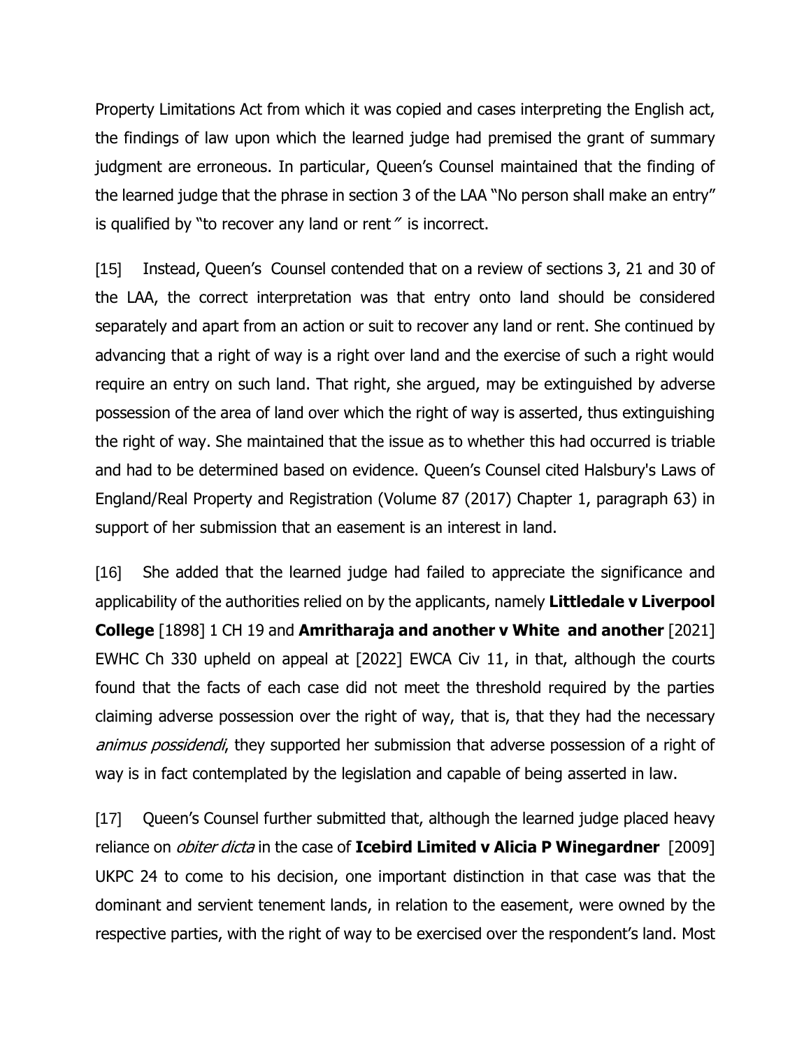Property Limitations Act from which it was copied and cases interpreting the English act, the findings of law upon which the learned judge had premised the grant of summary judgment are erroneous. In particular, Queen's Counsel maintained that the finding of the learned judge that the phrase in section 3 of the LAA "No person shall make an entry" is qualified by "to recover any land or rent" is incorrect.

[15] Instead, Queen's Counsel contended that on a review of sections 3, 21 and 30 of the LAA, the correct interpretation was that entry onto land should be considered separately and apart from an action or suit to recover any land or rent. She continued by advancing that a right of way is a right over land and the exercise of such a right would require an entry on such land. That right, she argued, may be extinguished by adverse possession of the area of land over which the right of way is asserted, thus extinguishing the right of way. She maintained that the issue as to whether this had occurred is triable and had to be determined based on evidence. Queen's Counsel cited Halsbury's Laws of England/Real Property and Registration (Volume 87 (2017) Chapter 1, paragraph 63) in support of her submission that an easement is an interest in land.

[16] She added that the learned judge had failed to appreciate the significance and applicability of the authorities relied on by the applicants, namely **Littledale v Liverpool College** [1898] 1 CH 19 and **Amritharaja and another v White and another** [2021] EWHC Ch 330 upheld on appeal at [2022] EWCA Civ 11, in that, although the courts found that the facts of each case did not meet the threshold required by the parties claiming adverse possession over the right of way, that is, that they had the necessary *animus possidendi*, they supported her submission that adverse possession of a right of way is in fact contemplated by the legislation and capable of being asserted in law.

[17] Queen's Counsel further submitted that, although the learned judge placed heavy reliance on *obiter dicta* in the case of **Icebird Limited v Alicia P Winegardner** [2009] UKPC 24 to come to his decision, one important distinction in that case was that the dominant and servient tenement lands, in relation to the easement, were owned by the respective parties, with the right of way to be exercised over the respondent's land. Most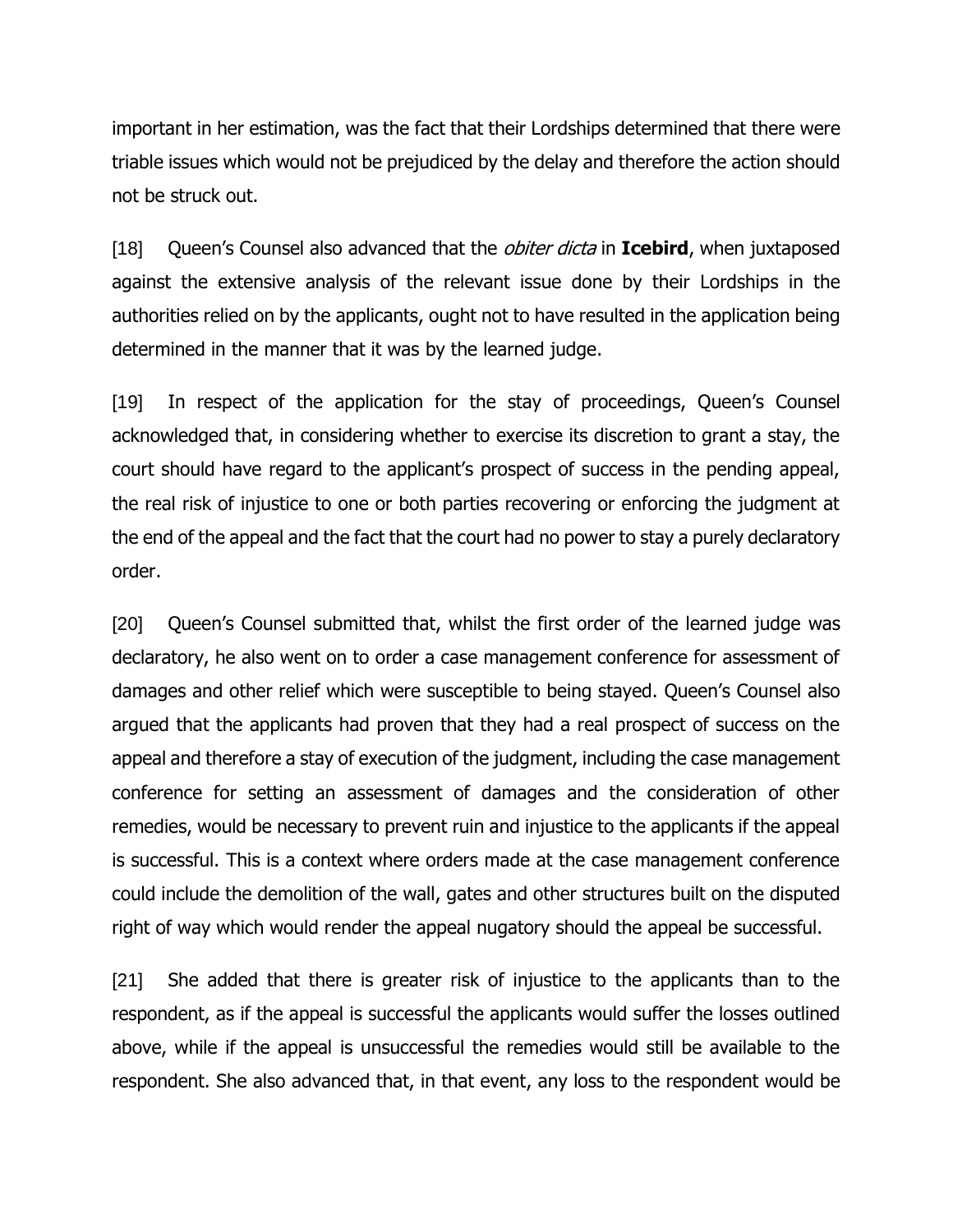important in her estimation, was the fact that their Lordships determined that there were triable issues which would not be prejudiced by the delay and therefore the action should not be struck out.

[18] Queen's Counsel also advanced that the *obiter dicta* in **Icebird**, when juxtaposed against the extensive analysis of the relevant issue done by their Lordships in the authorities relied on by the applicants, ought not to have resulted in the application being determined in the manner that it was by the learned judge.

[19] In respect of the application for the stay of proceedings, Queen's Counsel acknowledged that, in considering whether to exercise its discretion to grant a stay, the court should have regard to the applicant's prospect of success in the pending appeal, the real risk of injustice to one or both parties recovering or enforcing the judgment at the end of the appeal and the fact that the court had no power to stay a purely declaratory order.

[20] Queen's Counsel submitted that, whilst the first order of the learned judge was declaratory, he also went on to order a case management conference for assessment of damages and other relief which were susceptible to being stayed. Queen's Counsel also argued that the applicants had proven that they had a real prospect of success on the appeal and therefore a stay of execution of the judgment, including the case management conference for setting an assessment of damages and the consideration of other remedies, would be necessary to prevent ruin and injustice to the applicants if the appeal is successful. This is a context where orders made at the case management conference could include the demolition of the wall, gates and other structures built on the disputed right of way which would render the appeal nugatory should the appeal be successful.

[21] She added that there is greater risk of injustice to the applicants than to the respondent, as if the appeal is successful the applicants would suffer the losses outlined above, while if the appeal is unsuccessful the remedies would still be available to the respondent. She also advanced that, in that event, any loss to the respondent would be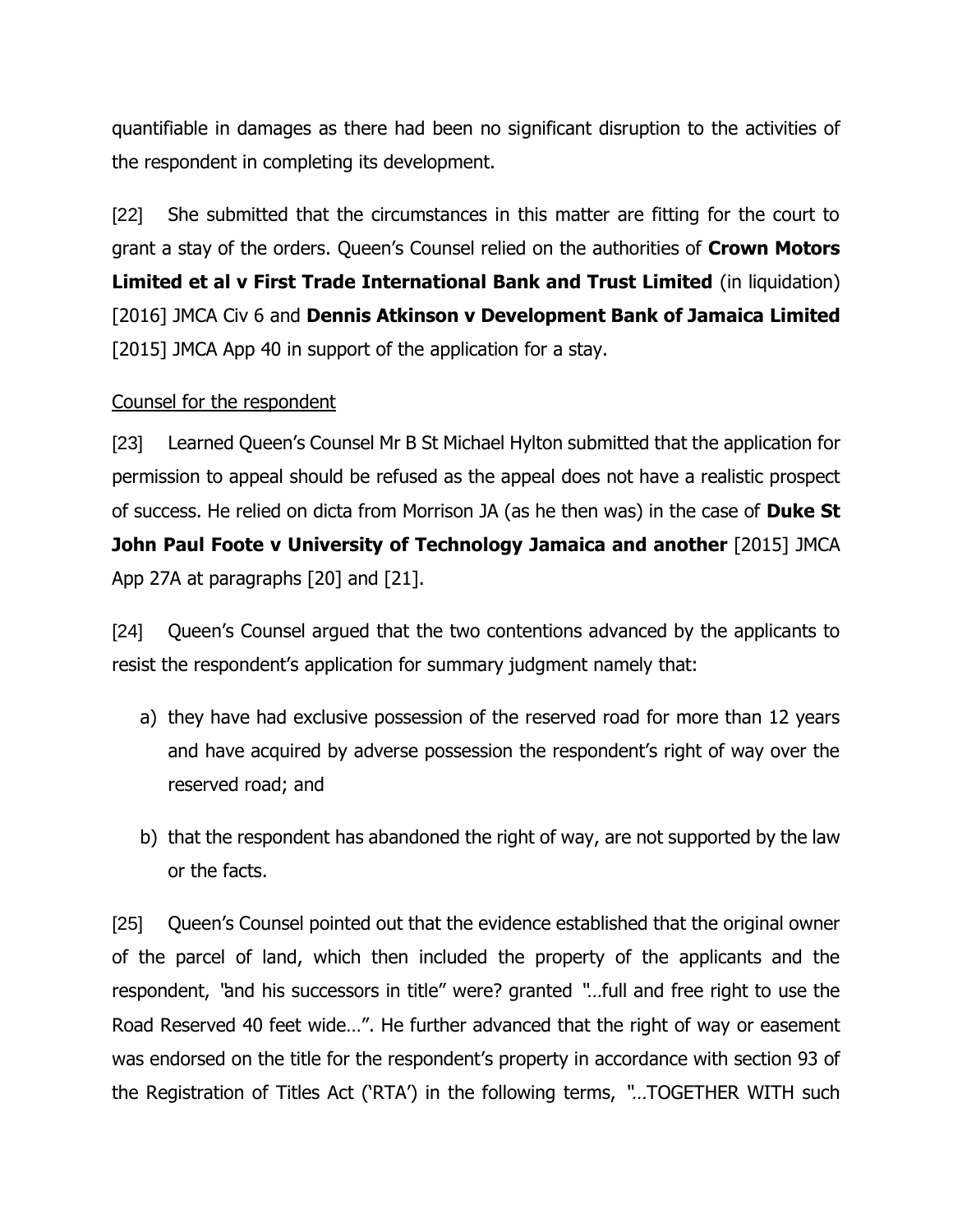quantifiable in damages as there had been no significant disruption to the activities of the respondent in completing its development.

[22] She submitted that the circumstances in this matter are fitting for the court to grant a stay of the orders. Queen's Counsel relied on the authorities of **Crown Motors Limited et al v First Trade International Bank and Trust Limited** (in liquidation) [2016] JMCA Civ 6 and **Dennis Atkinson v Development Bank of Jamaica Limited** [2015] JMCA App 40 in support of the application for a stay.

<u>Counsel for the respondent</u>

[23] Learned Queen's Counsel Mr B St Michael Hylton submitted that the application for permission to appeal should be refused as the appeal does not have a realistic prospect of success. He relied on dicta from Morrison JA (as he then was) in the case of **Duke St John Paul Foote v University of Technology Jamaica and another** [2015] JMCA App 27A at paragraphs [20] and [21].

[24] Queen's Counsel argued that the two contentions advanced by the applicants to resist the respondent's application for summary judgment namely that:

a) they have had exclusive possession of the reserved road for more than 12 years and have acquired by adverse possession the respondent's right of way over the reserved road; and

b) that the respondent has abandoned the right of way, are not supported by the law or the facts.

[25] Queen's Counsel pointed out that the evidence established that the original owner of the parcel of land, which then included the property of the applicants and the respondent, "and his successors in title" were? granted "*...*full and free right to use the Road Reserved 40 feet wide…". He further advanced that the right of way or easement was endorsed on the title for the respondent's property in accordance with section 93 of the Registration of Titles Act ('RTA') in the following terms, "*...*TOGETHER WITH such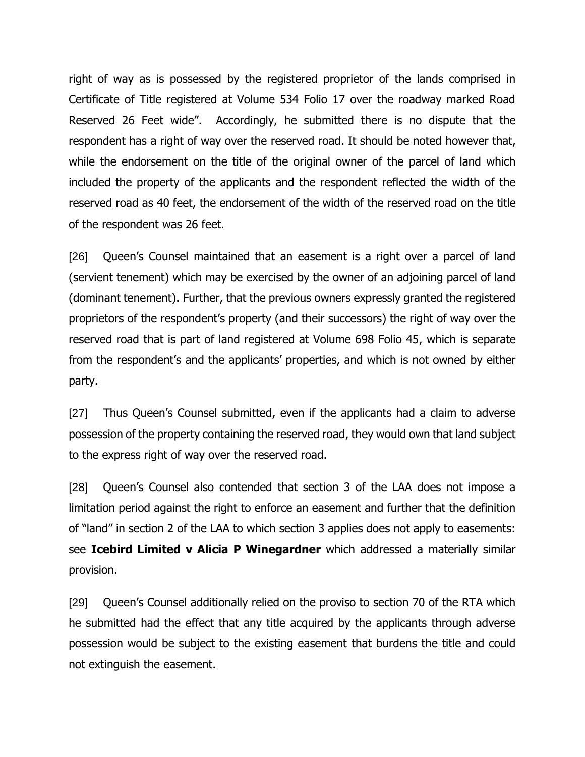right of way as is possessed by the registered proprietor of the lands comprised in Certificate of Title registered at Volume 534 Folio 17 over the roadway marked Road Reserved 26 Feet wide". Accordingly, he submitted there is no dispute that the respondent has a right of way over the reserved road. It should be noted however that, while the endorsement on the title of the original owner of the parcel of land which included the property of the applicants and the respondent reflected the width of the reserved road as 40 feet, the endorsement of the width of the reserved road on the title of the respondent was 26 feet.

[26] Queen's Counsel maintained that an easement is a right over a parcel of land (servient tenement) which may be exercised by the owner of an adjoining parcel of land (dominant tenement). Further, that the previous owners expressly granted the registered proprietors of the respondent's property (and their successors) the right of way over the reserved road that is part of land registered at Volume 698 Folio 45, which is separate from the respondent's and the applicants' properties, and which is not owned by either party.

[27] Thus Queen's Counsel submitted, even if the applicants had a claim to adverse possession of the property containing the reserved road, they would own that land subject to the express right of way over the reserved road.

[28] Queen's Counsel also contended that section 3 of the LAA does not impose a limitation period against the right to enforce an easement and further that the definition of "land" in section 2 of the LAA to which section 3 applies does not apply to easements: see **Icebird Limited v Alicia P Winegardner** which addressed a materially similar provision.

[29] Queen's Counsel additionally relied on the proviso to section 70 of the RTA which he submitted had the effect that any title acquired by the applicants through adverse possession would be subject to the existing easement that burdens the title and could not extinguish the easement.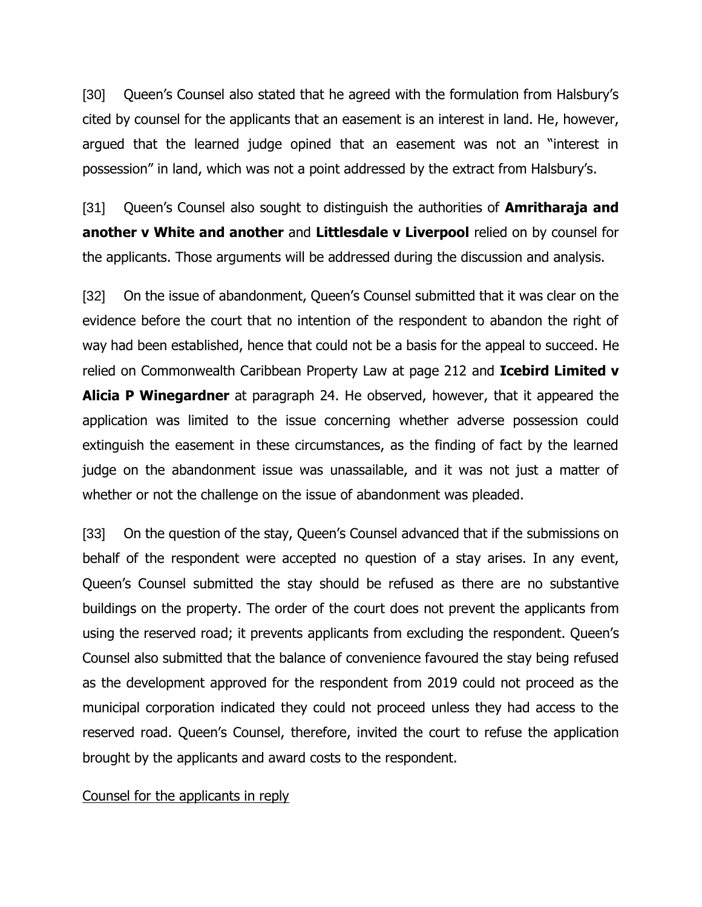[30] Queen's Counsel also stated that he agreed with the formulation from Halsbury's cited by counsel for the applicants that an easement is an interest in land. He, however, argued that the learned judge opined that an easement was not an "interest in possession" in land, which was not a point addressed by the extract from Halsbury's.

[31] Queen's Counsel also sought to distinguish the authorities of **Amritharaja and another v White and another** and **Littlesdale v Liverpool** relied on by counsel for the applicants. Those arguments will be addressed during the discussion and analysis.

[32] On the issue of abandonment, Queen's Counsel submitted that it was clear on the evidence before the court that no intention of the respondent to abandon the right of way had been established, hence that could not be a basis for the appeal to succeed. He relied on Commonwealth Caribbean Property Law at page 212 and **Icebird Limited v Alicia P Winegardner** at paragraph 24. He observed, however, that it appeared the application was limited to the issue concerning whether adverse possession could extinguish the easement in these circumstances, as the finding of fact by the learned judge on the abandonment issue was unassailable, and it was not just a matter of whether or not the challenge on the issue of abandonment was pleaded.

[33] On the question of the stay, Queen's Counsel advanced that if the submissions on behalf of the respondent were accepted no question of a stay arises. In any event, Queen's Counsel submitted the stay should be refused as there are no substantive buildings on the property. The order of the court does not prevent the applicants from using the reserved road; it prevents applicants from excluding the respondent. Queen's Counsel also submitted that the balance of convenience favoured the stay being refused as the development approved for the respondent from 2019 could not proceed as the municipal corporation indicated they could not proceed unless they had access to the reserved road. Queen's Counsel, therefore, invited the court to refuse the application brought by the applicants and award costs to the respondent.

Counsel for the applicants in reply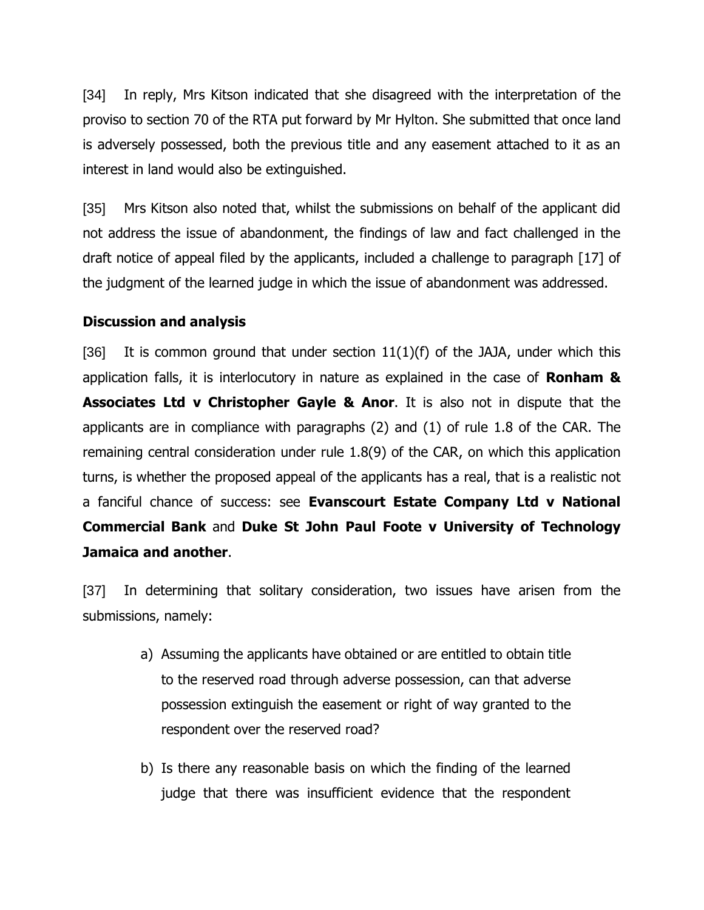[34] In reply, Mrs Kitson indicated that she disagreed with the interpretation of the proviso to section 70 of the RTA put forward by Mr Hylton. She submitted that once land is adversely possessed, both the previous title and any easement attached to it as an interest in land would also be extinguished.

[35] Mrs Kitson also noted that, whilst the submissions on behalf of the applicant did not address the issue of abandonment, the findings of law and fact challenged in the draft notice of appeal filed by the applicants, included a challenge to paragraph [17] of the judgment of the learned judge in which the issue of abandonment was addressed.

**Discussion and analysis**

[36] It is common ground that under section 11(1)(f) of the JAJA, under which this application falls, it is interlocutory in nature as explained in the case of **Ronham & Associates Ltd v Christopher Gayle & Anor**. It is also not in dispute that the applicants are in compliance with paragraphs (2) and (1) of rule 1.8 of the CAR. The remaining central consideration under rule 1.8(9) of the CAR, on which this application turns, is whether the proposed appeal of the applicants has a real, that is a realistic not a fanciful chance of success: see **Evanscourt Estate Company Ltd v National Commercial Bank** and **Duke St John Paul Foote v University of Technology Jamaica and another**.

[37] In determining that solitary consideration, two issues have arisen from the submissions, namely:

a) Assuming the applicants have obtained or are entitled to obtain title to the reserved road through adverse possession, can that adverse possession extinguish the easement or right of way granted to the respondent over the reserved road?

b) Is there any reasonable basis on which the finding of the learned judge that there was insufficient evidence that the respondent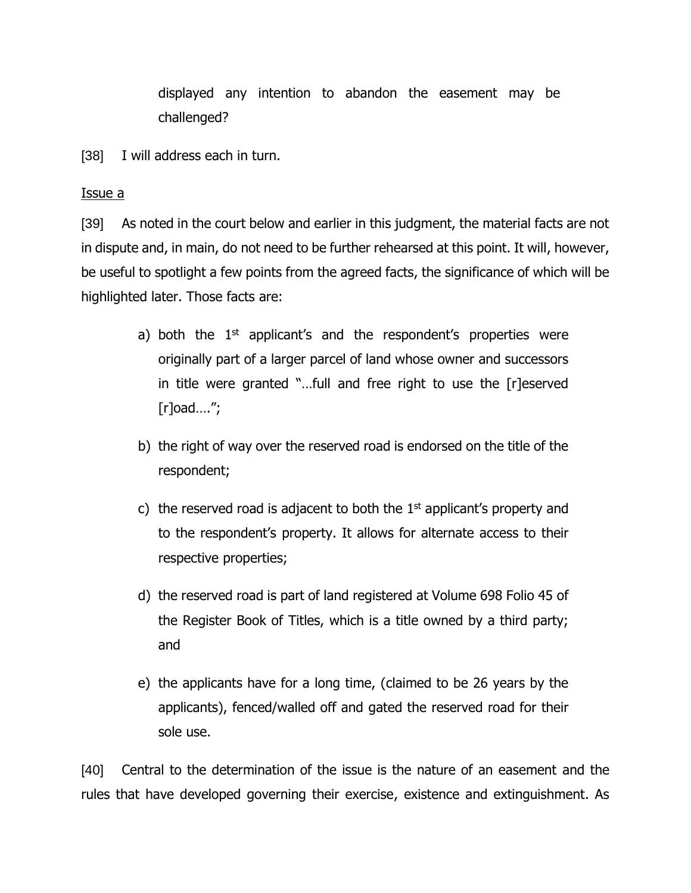displayed any intention to abandon the easement may be challenged?

[38] I will address each in turn.

Issue a

[39] As noted in the court below and earlier in this judgment, the material facts are not in dispute and, in main, do not need to be further rehearsed at this point. It will, however, be useful to spotlight a few points from the agreed facts, the significance of which will be highlighted later. Those facts are:

a) both the 1st applicant's and the respondent's properties were originally part of a larger parcel of land whose owner and successors in title were granted "…full and free right to use the [r]eserved [r]oad….";

b) the right of way over the reserved road is endorsed on the title of the respondent;

c) the reserved road is adjacent to both the 1st applicant's property and to the respondent's property. It allows for alternate access to their respective properties;

d) the reserved road is part of land registered at Volume 698 Folio 45 of the Register Book of Titles, which is a title owned by a third party; and

e) the applicants have for a long time, (claimed to be 26 years by the applicants), fenced/walled off and gated the reserved road for their sole use.

[40] Central to the determination of the issue is the nature of an easement and the rules that have developed governing their exercise, existence and extinguishment. As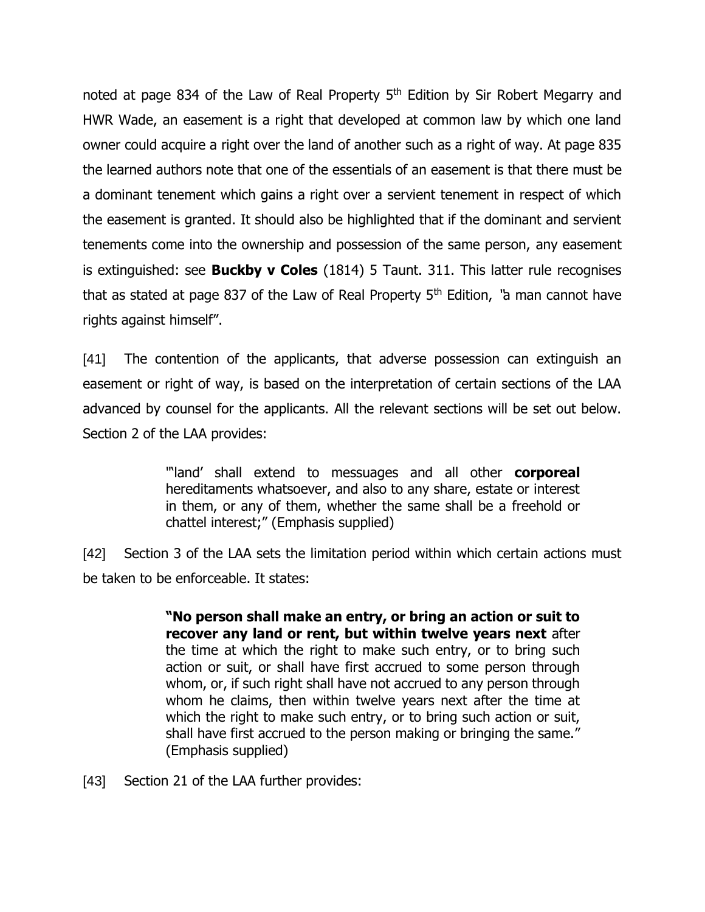noted at page 834 of the Law of Real Property 5th Edition by Sir Robert Megarry and HWR Wade, an easement is a right that developed at common law by which one land owner could acquire a right over the land of another such as a right of way. At page 835 the learned authors note that one of the essentials of an easement is that there must be a dominant tenement which gains a right over a servient tenement in respect of which the easement is granted. It should also be highlighted that if the dominant and servient tenements come into the ownership and possession of the same person, any easement is extinguished: see **Buckby v Coles** (1814) 5 Taunt. 311. This latter rule recognises that as stated at page 837 of the Law of Real Property 5th Edition, "a man cannot have rights against himself".

[41] The contention of the applicants, that adverse possession can extinguish an easement or right of way, is based on the interpretation of certain sections of the LAA advanced by counsel for the applicants. All the relevant sections will be set out below. Section 2 of the LAA provides:

> "'land' shall extend to messuages and all other **corporeal** hereditaments whatsoever, and also to any share, estate or interest in them, or any of them, whether the same shall be a freehold or chattel interest;" (Emphasis supplied)

[42] Section 3 of the LAA sets the limitation period within which certain actions must be taken to be enforceable. It states:

> **"No person shall make an entry, or bring an action or suit to recover any land or rent, but within twelve years next** after the time at which the right to make such entry, or to bring such action or suit, or shall have first accrued to some person through whom, or, if such right shall have not accrued to any person through whom he claims, then within twelve years next after the time at which the right to make such entry, or to bring such action or suit, shall have first accrued to the person making or bringing the same." (Emphasis supplied)

[43] Section 21 of the LAA further provides: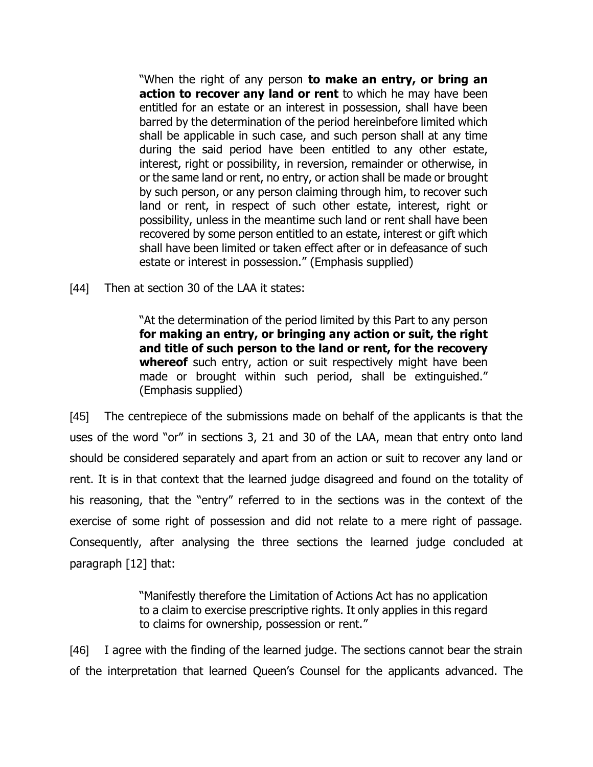> "When the right of any person **to make an entry, or bring an action to recover any land or rent** to which he may have been entitled for an estate or an interest in possession, shall have been barred by the determination of the period hereinbefore limited which shall be applicable in such case, and such person shall at any time during the said period have been entitled to any other estate, interest, right or possibility, in reversion, remainder or otherwise, in or the same land or rent, no entry, or action shall be made or brought by such person, or any person claiming through him, to recover such land or rent, in respect of such other estate, interest, right or possibility, unless in the meantime such land or rent shall have been recovered by some person entitled to an estate, interest or gift which shall have been limited or taken effect after or in defeasance of such estate or interest in possession." (Emphasis supplied)

[44] Then at section 30 of the LAA it states:

> "At the determination of the period limited by this Part to any person **for making an entry, or bringing any action or suit, the right and title of such person to the land or rent, for the recovery whereof** such entry, action or suit respectively might have been made or brought within such period, shall be extinguished." (Emphasis supplied)

[45] The centrepiece of the submissions made on behalf of the applicants is that the uses of the word "or" in sections 3, 21 and 30 of the LAA, mean that entry onto land should be considered separately and apart from an action or suit to recover any land or rent. It is in that context that the learned judge disagreed and found on the totality of his reasoning, that the "entry" referred to in the sections was in the context of the exercise of some right of possession and did not relate to a mere right of passage. Consequently, after analysing the three sections the learned judge concluded at paragraph [12] that:

> "Manifestly therefore the Limitation of Actions Act has no application to a claim to exercise prescriptive rights. It only applies in this regard to claims for ownership, possession or rent."

[46] I agree with the finding of the learned judge. The sections cannot bear the strain of the interpretation that learned Queen's Counsel for the applicants advanced. The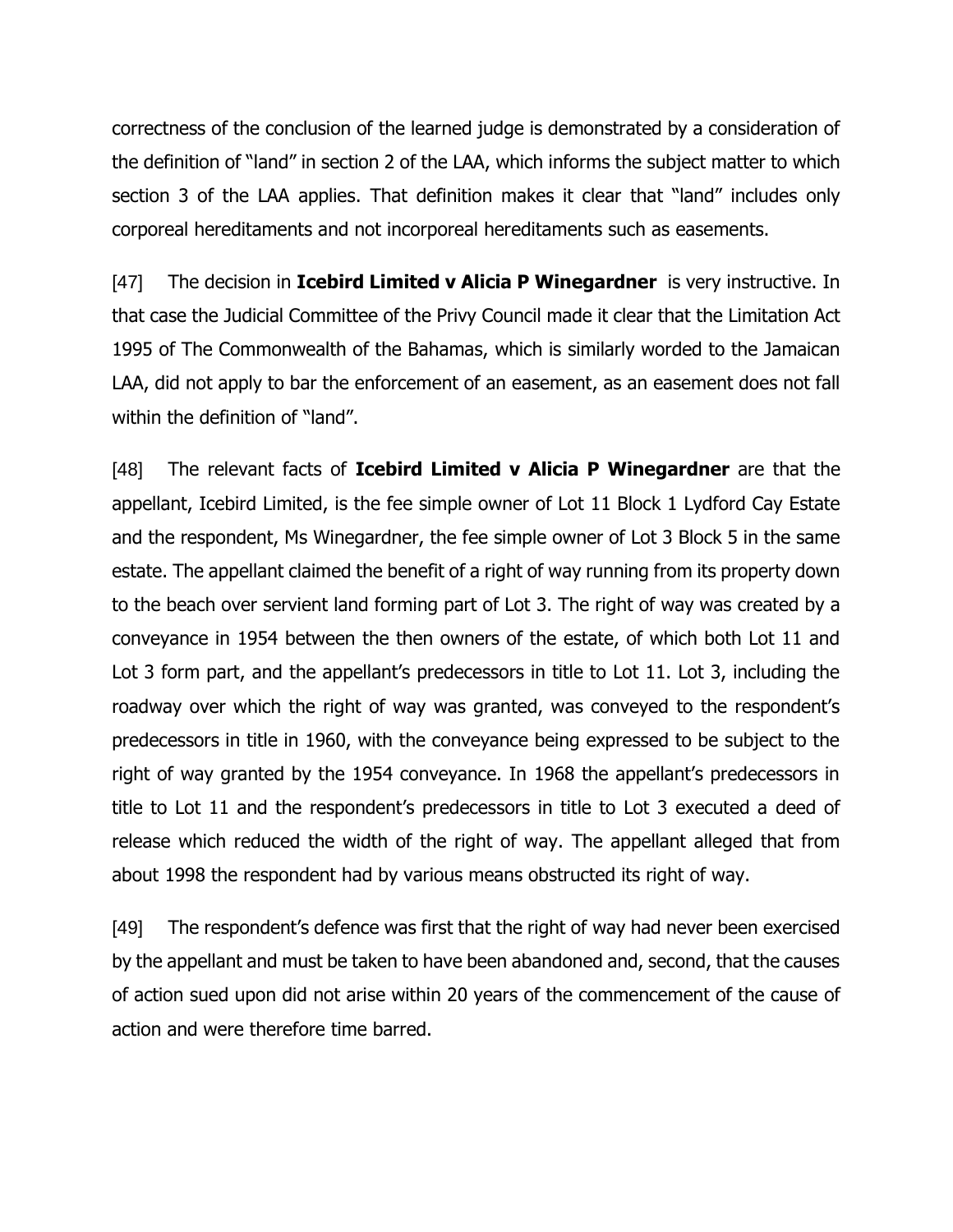correctness of the conclusion of the learned judge is demonstrated by a consideration of the definition of "land" in section 2 of the LAA, which informs the subject matter to which section 3 of the LAA applies. That definition makes it clear that "land" includes only corporeal hereditaments and not incorporeal hereditaments such as easements.

[47] The decision in **Icebird Limited v Alicia P Winegardner** is very instructive. In that case the Judicial Committee of the Privy Council made it clear that the Limitation Act 1995 of The Commonwealth of the Bahamas, which is similarly worded to the Jamaican LAA, did not apply to bar the enforcement of an easement, as an easement does not fall within the definition of "land".

[48] The relevant facts of **Icebird Limited v Alicia P Winegardner** are that the appellant, Icebird Limited, is the fee simple owner of Lot 11 Block 1 Lydford Cay Estate and the respondent, Ms Winegardner, the fee simple owner of Lot 3 Block 5 in the same estate. The appellant claimed the benefit of a right of way running from its property down to the beach over servient land forming part of Lot 3. The right of way was created by a conveyance in 1954 between the then owners of the estate, of which both Lot 11 and Lot 3 form part, and the appellant's predecessors in title to Lot 11. Lot 3, including the roadway over which the right of way was granted, was conveyed to the respondent's predecessors in title in 1960, with the conveyance being expressed to be subject to the right of way granted by the 1954 conveyance. In 1968 the appellant's predecessors in title to Lot 11 and the respondent's predecessors in title to Lot 3 executed a deed of release which reduced the width of the right of way. The appellant alleged that from about 1998 the respondent had by various means obstructed its right of way.

[49] The respondent's defence was first that the right of way had never been exercised by the appellant and must be taken to have been abandoned and, second, that the causes of action sued upon did not arise within 20 years of the commencement of the cause of action and were therefore time barred.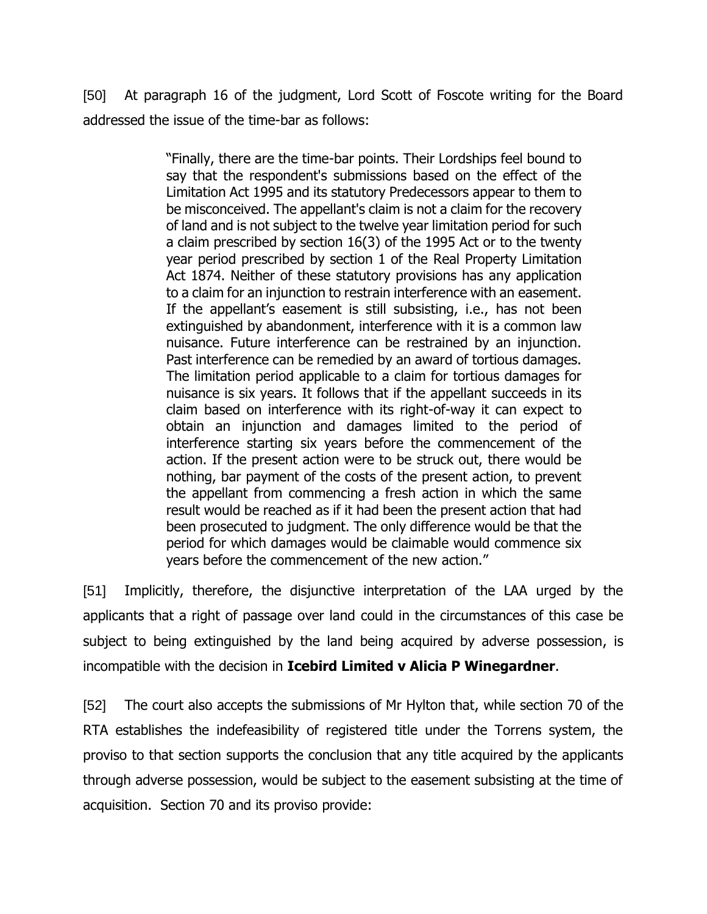[50] At paragraph 16 of the judgment, Lord Scott of Foscote writing for the Board addressed the issue of the time-bar as follows:

> "Finally, there are the time-bar points. Their Lordships feel bound to say that the respondent's submissions based on the effect of the Limitation Act 1995 and its statutory Predecessors appear to them to be misconceived. The appellant's claim is not a claim for the recovery of land and is not subject to the twelve year limitation period for such a claim prescribed by section 16(3) of the 1995 Act or to the twenty year period prescribed by section 1 of the Real Property Limitation Act 1874. Neither of these statutory provisions has any application to a claim for an injunction to restrain interference with an easement. If the appellant's easement is still subsisting, i.e., has not been extinguished by abandonment, interference with it is a common law nuisance. Future interference can be restrained by an injunction. Past interference can be remedied by an award of tortious damages. The limitation period applicable to a claim for tortious damages for nuisance is six years. It follows that if the appellant succeeds in its claim based on interference with its right-of-way it can expect to obtain an injunction and damages limited to the period of interference starting six years before the commencement of the action. If the present action were to be struck out, there would be nothing, bar payment of the costs of the present action, to prevent the appellant from commencing a fresh action in which the same result would be reached as if it had been the present action that had been prosecuted to judgment. The only difference would be that the period for which damages would be claimable would commence six years before the commencement of the new action."

[51] Implicitly, therefore, the disjunctive interpretation of the LAA urged by the applicants that a right of passage over land could in the circumstances of this case be subject to being extinguished by the land being acquired by adverse possession, is incompatible with the decision in **Icebird Limited v Alicia P Winegardner**.

[52] The court also accepts the submissions of Mr Hylton that, while section 70 of the RTA establishes the indefeasibility of registered title under the Torrens system, the proviso to that section supports the conclusion that any title acquired by the applicants through adverse possession, would be subject to the easement subsisting at the time of acquisition. Section 70 and its proviso provide: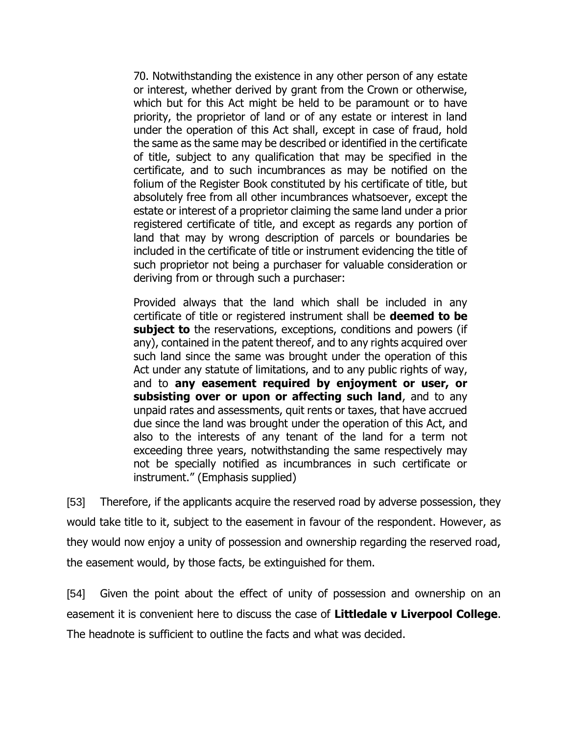70. Notwithstanding the existence in any other person of any estate or interest, whether derived by grant from the Crown or otherwise, which but for this Act might be held to be paramount or to have priority, the proprietor of land or of any estate or interest in land under the operation of this Act shall, except in case of fraud, hold the same as the same may be described or identified in the certificate of title, subject to any qualification that may be specified in the certificate, and to such incumbrances as may be notified on the folium of the Register Book constituted by his certificate of title, but absolutely free from all other incumbrances whatsoever, except the estate or interest of a proprietor claiming the same land under a prior registered certificate of title, and except as regards any portion of land that may by wrong description of parcels or boundaries be included in the certificate of title or instrument evidencing the title of such proprietor not being a purchaser for valuable consideration or deriving from or through such a purchaser:

> Provided always that the land which shall be included in any certificate of title or registered instrument shall be **deemed to be subject to** the reservations, exceptions, conditions and powers (if any), contained in the patent thereof, and to any rights acquired over such land since the same was brought under the operation of this Act under any statute of limitations, and to any public rights of way, and to **any easement required by enjoyment or user, or subsisting over or upon or affecting such land**, and to any unpaid rates and assessments, quit rents or taxes, that have accrued due since the land was brought under the operation of this Act, and also to the interests of any tenant of the land for a term not exceeding three years, notwithstanding the same respectively may not be specially notified as incumbrances in such certificate or instrument." (Emphasis supplied)

[53] Therefore, if the applicants acquire the reserved road by adverse possession, they would take title to it, subject to the easement in favour of the respondent. However, as they would now enjoy a unity of possession and ownership regarding the reserved road, the easement would, by those facts, be extinguished for them.

[54] Given the point about the effect of unity of possession and ownership on an easement it is convenient here to discuss the case of **Littledale v Liverpool College**. The headnote is sufficient to outline the facts and what was decided.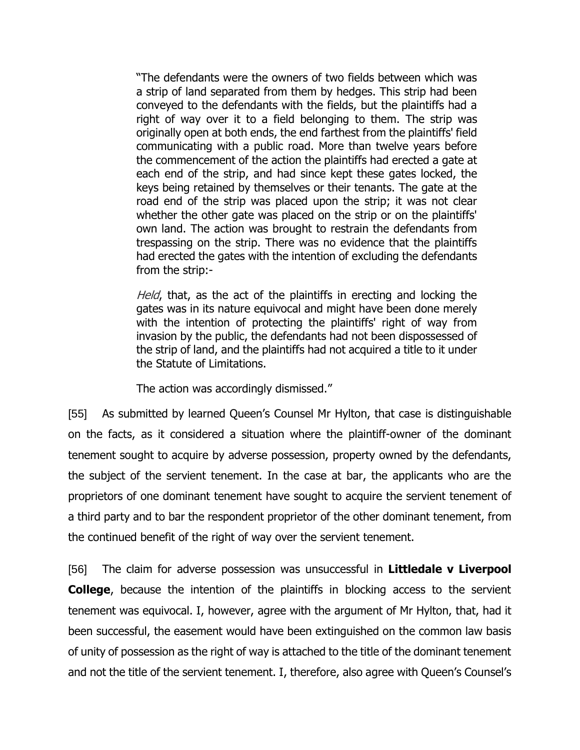> "The defendants were the owners of two fields between which was a strip of land separated from them by hedges. This strip had been conveyed to the defendants with the fields, but the plaintiffs had a right of way over it to a field belonging to them. The strip was originally open at both ends, the end farthest from the plaintiffs' field communicating with a public road. More than twelve years before the commencement of the action the plaintiffs had erected a gate at each end of the strip, and had since kept these gates locked, the keys being retained by themselves or their tenants. The gate at the road end of the strip was placed upon the strip; it was not clear whether the other gate was placed on the strip or on the plaintiffs' own land. The action was brought to restrain the defendants from trespassing on the strip. There was no evidence that the plaintiffs had erected the gates with the intention of excluding the defendants from the strip:-
>
> *Held*, that, as the act of the plaintiffs in erecting and locking the gates was in its nature equivocal and might have been done merely with the intention of protecting the plaintiffs' right of way from invasion by the public, the defendants had not been dispossessed of the strip of land, and the plaintiffs had not acquired a title to it under the Statute of Limitations.
>
> The action was accordingly dismissed."

[55] As submitted by learned Queen's Counsel Mr Hylton, that case is distinguishable on the facts, as it considered a situation where the plaintiff-owner of the dominant tenement sought to acquire by adverse possession, property owned by the defendants, the subject of the servient tenement. In the case at bar, the applicants who are the proprietors of one dominant tenement have sought to acquire the servient tenement of a third party and to bar the respondent proprietor of the other dominant tenement, from the continued benefit of the right of way over the servient tenement.

[56] The claim for adverse possession was unsuccessful in **Littledale v Liverpool College**, because the intention of the plaintiffs in blocking access to the servient tenement was equivocal. I, however, agree with the argument of Mr Hylton, that, had it been successful, the easement would have been extinguished on the common law basis of unity of possession as the right of way is attached to the title of the dominant tenement and not the title of the servient tenement. I, therefore, also agree with Queen's Counsel's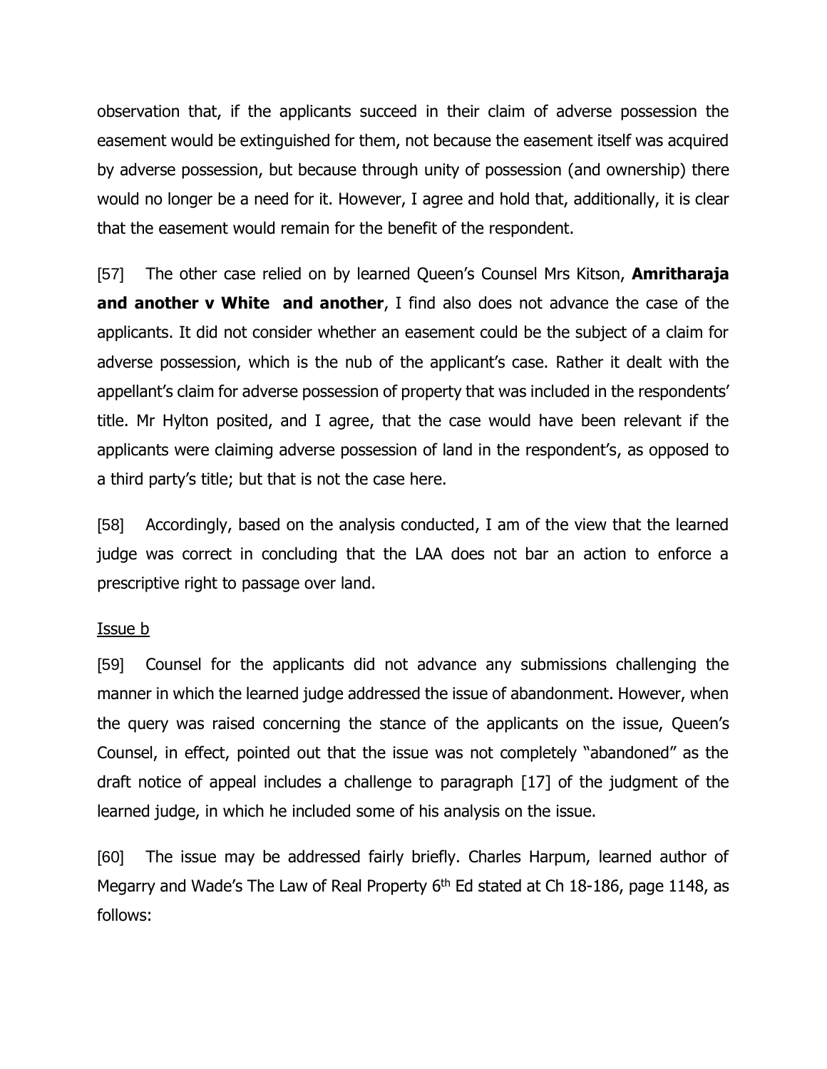observation that, if the applicants succeed in their claim of adverse possession the easement would be extinguished for them, not because the easement itself was acquired by adverse possession, but because through unity of possession (and ownership) there would no longer be a need for it. However, I agree and hold that, additionally, it is clear that the easement would remain for the benefit of the respondent.

[57] The other case relied on by learned Queen's Counsel Mrs Kitson, **Amritharaja and another v White and another**, I find also does not advance the case of the applicants. It did not consider whether an easement could be the subject of a claim for adverse possession, which is the nub of the applicant's case. Rather it dealt with the appellant's claim for adverse possession of property that was included in the respondents' title. Mr Hylton posited, and I agree, that the case would have been relevant if the applicants were claiming adverse possession of land in the respondent's, as opposed to a third party's title; but that is not the case here.

[58] Accordingly, based on the analysis conducted, I am of the view that the learned judge was correct in concluding that the LAA does not bar an action to enforce a prescriptive right to passage over land.

Issue b

[59] Counsel for the applicants did not advance any submissions challenging the manner in which the learned judge addressed the issue of abandonment. However, when the query was raised concerning the stance of the applicants on the issue, Queen's Counsel, in effect, pointed out that the issue was not completely "abandoned" as the draft notice of appeal includes a challenge to paragraph [17] of the judgment of the learned judge, in which he included some of his analysis on the issue.

[60] The issue may be addressed fairly briefly. Charles Harpum, learned author of Megarry and Wade's The Law of Real Property 6th Ed stated at Ch 18-186, page 1148, as follows: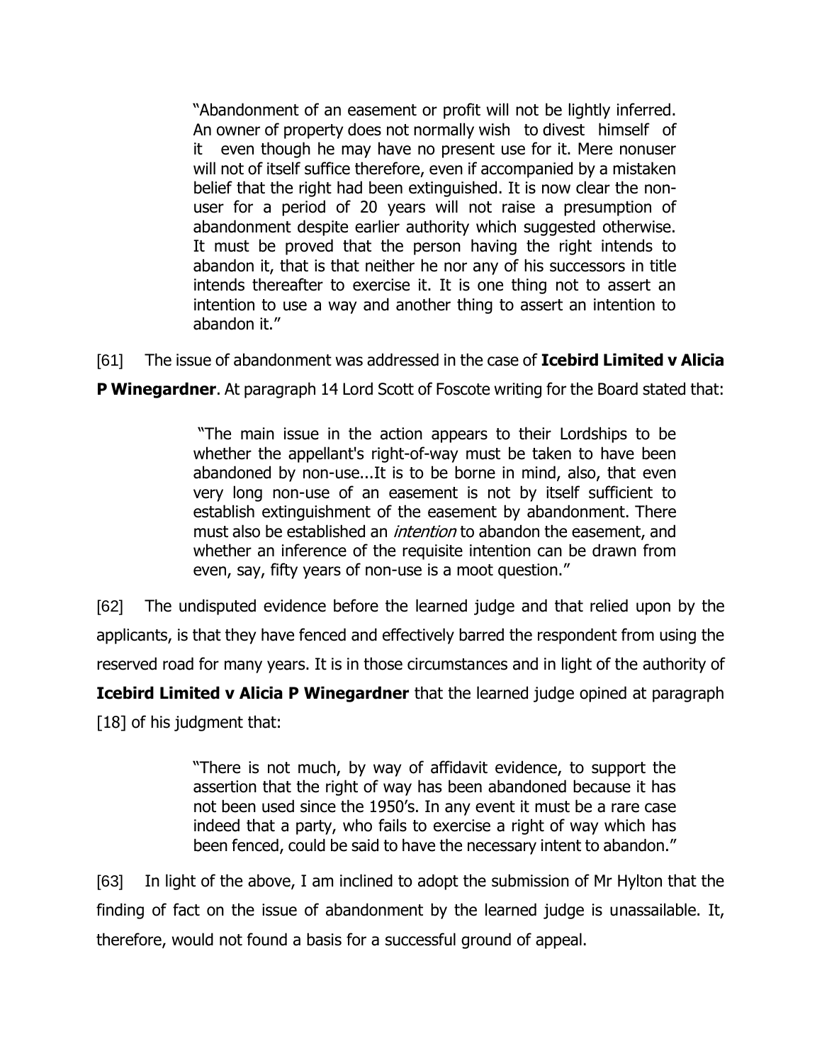> "Abandonment of an easement or profit will not be lightly inferred. An owner of property does not normally wish to divest himself of it even though he may have no present use for it. Mere nonuser will not of itself suffice therefore, even if accompanied by a mistaken belief that the right had been extinguished. It is now clear the non-user for a period of 20 years will not raise a presumption of abandonment despite earlier authority which suggested otherwise. It must be proved that the person having the right intends to abandon it, that is that neither he nor any of his successors in title intends thereafter to exercise it. It is one thing not to assert an intention to use a way and another thing to assert an intention to abandon it."

[61] The issue of abandonment was addressed in the case of **Icebird Limited v Alicia P Winegardner**. At paragraph 14 Lord Scott of Foscote writing for the Board stated that:

> "The main issue in the action appears to their Lordships to be whether the appellant's right-of-way must be taken to have been abandoned by non-use...It is to be borne in mind, also, that even very long non-use of an easement is not by itself sufficient to establish extinguishment of the easement by abandonment. There must also be established an *intention* to abandon the easement, and whether an inference of the requisite intention can be drawn from even, say, fifty years of non-use is a moot question."

[62] The undisputed evidence before the learned judge and that relied upon by the applicants, is that they have fenced and effectively barred the respondent from using the reserved road for many years. It is in those circumstances and in light of the authority of **Icebird Limited v Alicia P Winegardner** that the learned judge opined at paragraph [18] of his judgment that:

> "There is not much, by way of affidavit evidence, to support the assertion that the right of way has been abandoned because it has not been used since the 1950's. In any event it must be a rare case indeed that a party, who fails to exercise a right of way which has been fenced, could be said to have the necessary intent to abandon."

[63] In light of the above, I am inclined to adopt the submission of Mr Hylton that the finding of fact on the issue of abandonment by the learned judge is unassailable. It, therefore, would not found a basis for a successful ground of appeal.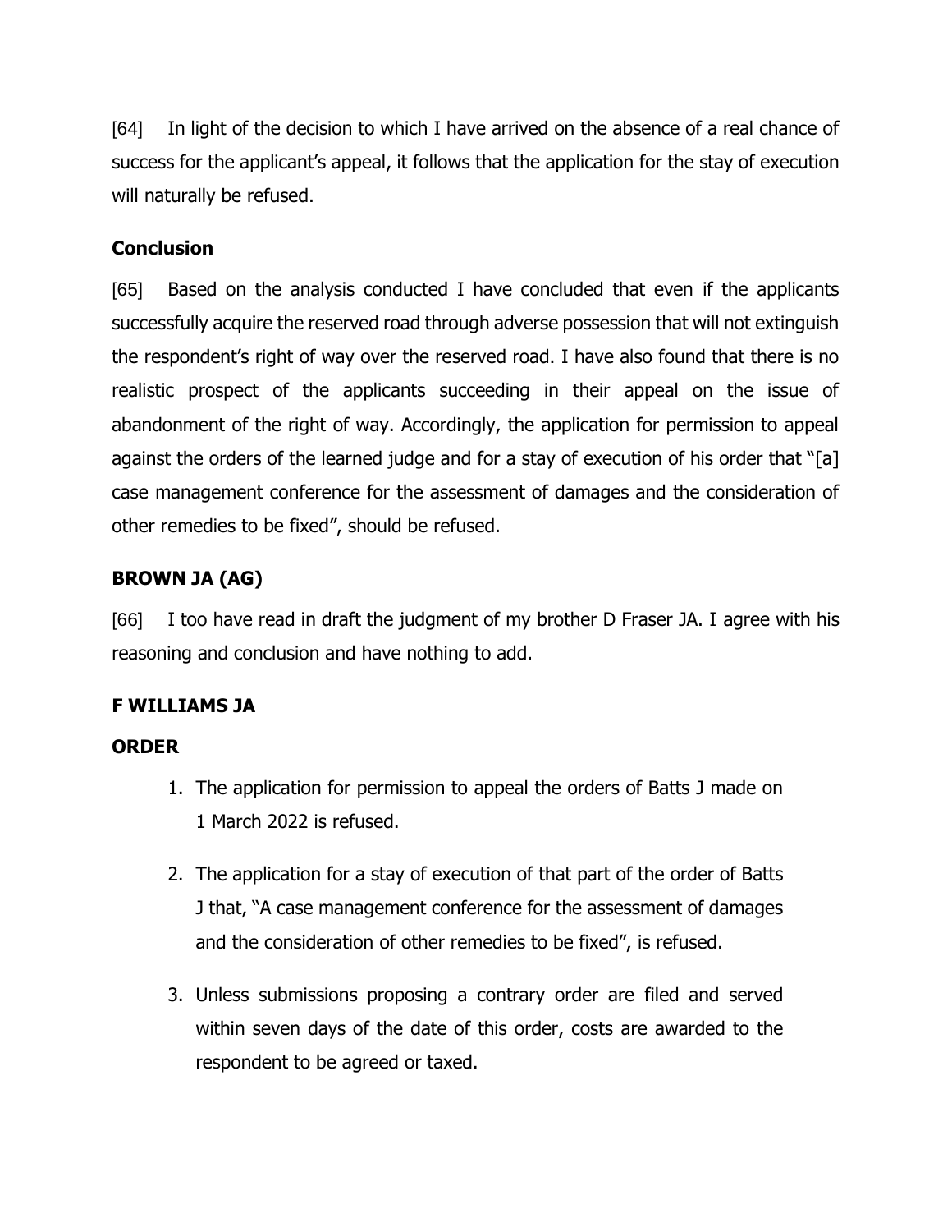[64] In light of the decision to which I have arrived on the absence of a real chance of success for the applicant's appeal, it follows that the application for the stay of execution will naturally be refused.

**Conclusion**

[65] Based on the analysis conducted I have concluded that even if the applicants successfully acquire the reserved road through adverse possession that will not extinguish the respondent's right of way over the reserved road. I have also found that there is no realistic prospect of the applicants succeeding in their appeal on the issue of abandonment of the right of way. Accordingly, the application for permission to appeal against the orders of the learned judge and for a stay of execution of his order that "[a] case management conference for the assessment of damages and the consideration of other remedies to be fixed", should be refused.

**BROWN JA (AG)**

[66] I too have read in draft the judgment of my brother D Fraser JA. I agree with his reasoning and conclusion and have nothing to add.

**F WILLIAMS JA**

**ORDER**

1. The application for permission to appeal the orders of Batts J made on 1 March 2022 is refused.

2. The application for a stay of execution of that part of the order of Batts J that, "A case management conference for the assessment of damages and the consideration of other remedies to be fixed", is refused.

3. Unless submissions proposing a contrary order are filed and served within seven days of the date of this order, costs are awarded to the respondent to be agreed or taxed.